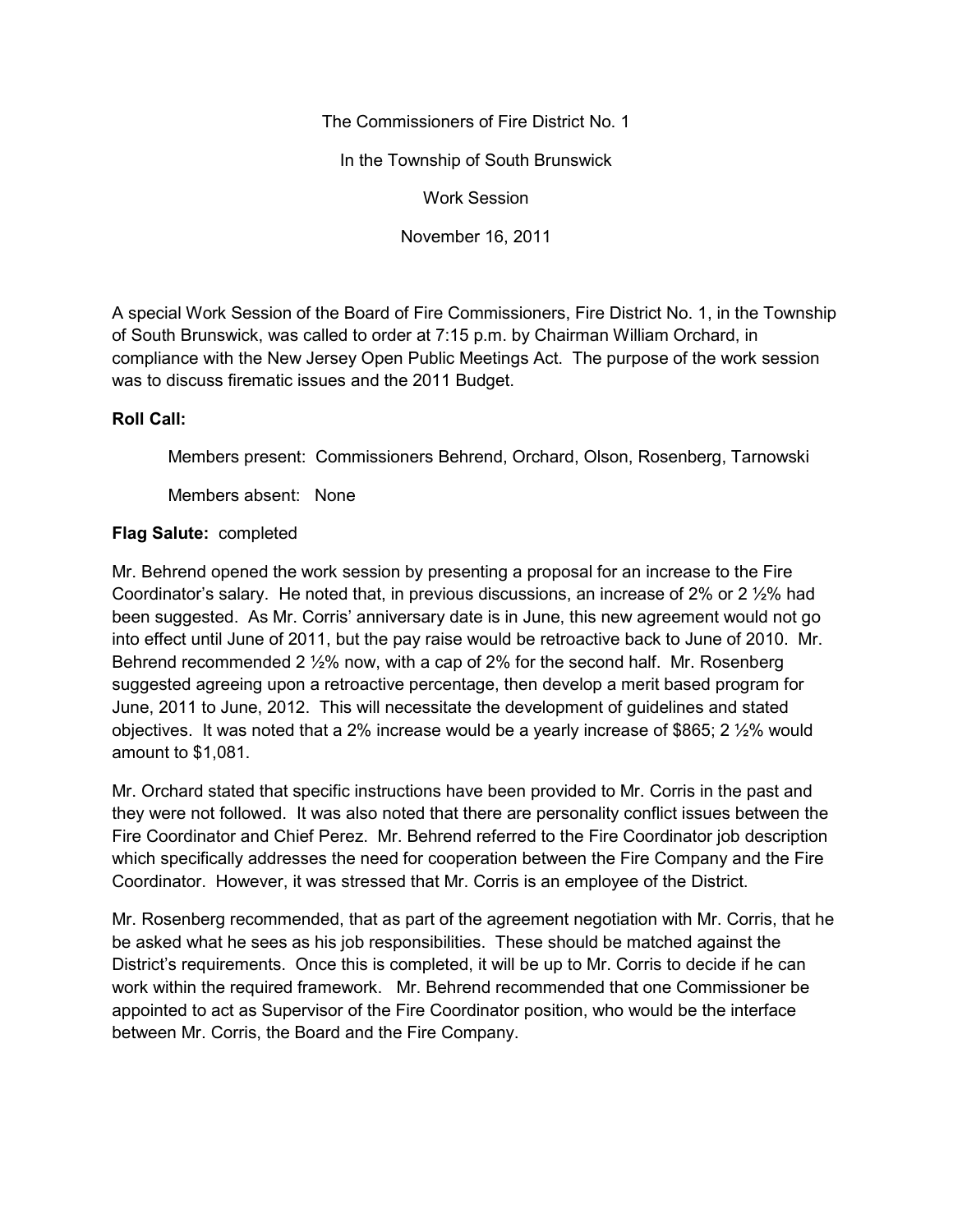The Commissioners of Fire District No. 1

In the Township of South Brunswick

Work Session

November 16, 2011

A special Work Session of the Board of Fire Commissioners, Fire District No. 1, in the Township of South Brunswick, was called to order at 7:15 p.m. by Chairman William Orchard, in compliance with the New Jersey Open Public Meetings Act. The purpose of the work session was to discuss firematic issues and the 2011 Budget.

**Roll Call:**

Members present: Commissioners Behrend, Orchard, Olson, Rosenberg, Tarnowski

Members absent: None

**Flag Salute:** completed

Mr. Behrend opened the work session by presenting a proposal for an increase to the Fire Coordinator's salary. He noted that, in previous discussions, an increase of 2% or 2 ½% had been suggested. As Mr. Corris' anniversary date is in June, this new agreement would not go into effect until June of 2011, but the pay raise would be retroactive back to June of 2010. Mr. Behrend recommended 2 ½% now, with a cap of 2% for the second half. Mr. Rosenberg suggested agreeing upon a retroactive percentage, then develop a merit based program for June, 2011 to June, 2012. This will necessitate the development of guidelines and stated objectives. It was noted that a 2% increase would be a yearly increase of $865; 2 ½% would amount to $1,081.

Mr. Orchard stated that specific instructions have been provided to Mr. Corris in the past and they were not followed. It was also noted that there are personality conflict issues between the Fire Coordinator and Chief Perez. Mr. Behrend referred to the Fire Coordinator job description which specifically addresses the need for cooperation between the Fire Company and the Fire Coordinator. However, it was stressed that Mr. Corris is an employee of the District.

Mr. Rosenberg recommended, that as part of the agreement negotiation with Mr. Corris, that he be asked what he sees as his job responsibilities. These should be matched against the District's requirements. Once this is completed, it will be up to Mr. Corris to decide if he can work within the required framework. Mr. Behrend recommended that one Commissioner be appointed to act as Supervisor of the Fire Coordinator position, who would be the interface between Mr. Corris, the Board and the Fire Company.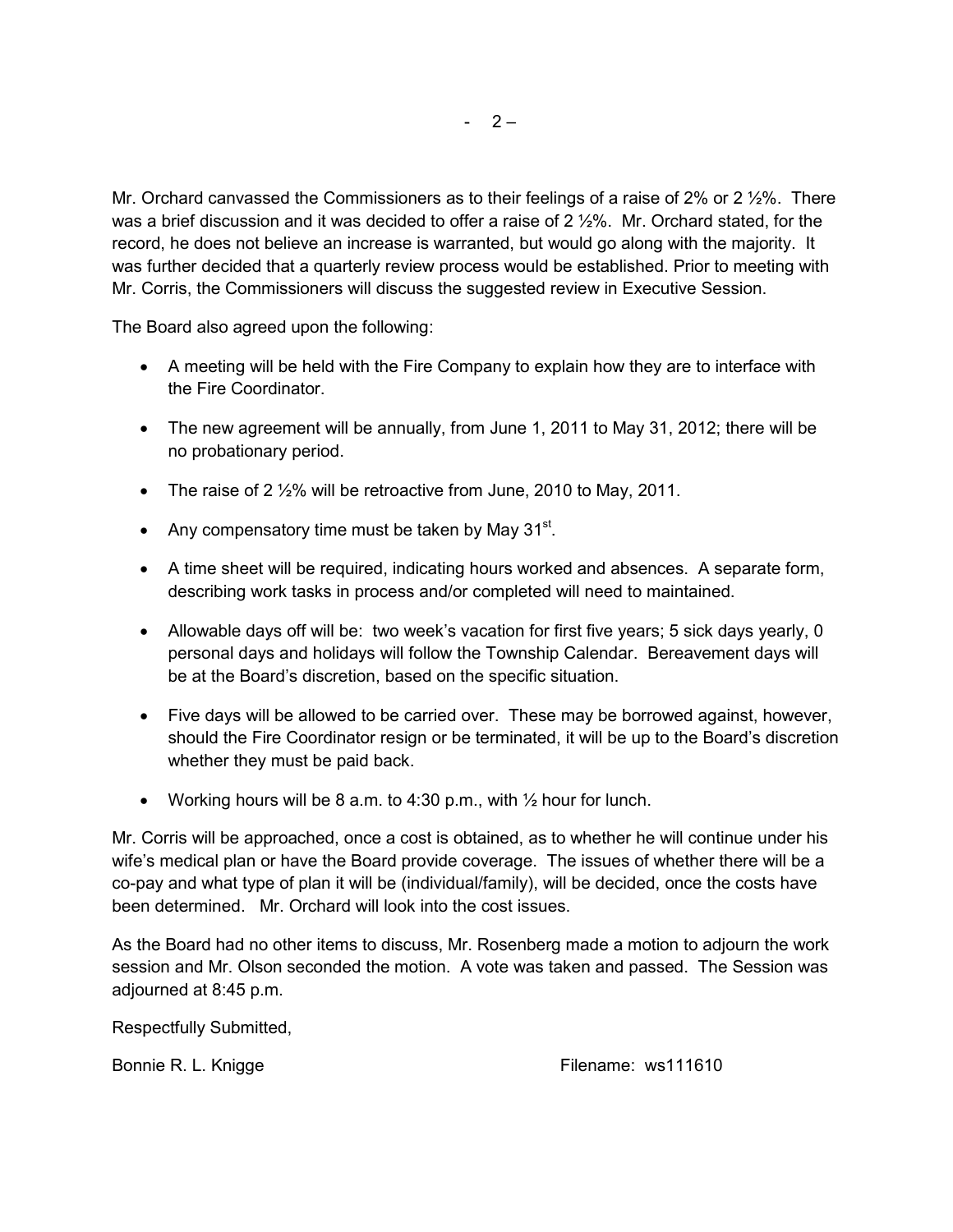Mr. Orchard canvassed the Commissioners as to their feelings of a raise of 2% or 2 ½%. There was a brief discussion and it was decided to offer a raise of 2 ½%. Mr. Orchard stated, for the record, he does not believe an increase is warranted, but would go along with the majority. It was further decided that a quarterly review process would be established. Prior to meeting with Mr. Corris, the Commissioners will discuss the suggested review in Executive Session.

The Board also agreed upon the following:

- A meeting will be held with the Fire Company to explain how they are to interface with the Fire Coordinator.
- The new agreement will be annually, from June 1, 2011 to May 31, 2012; there will be no probationary period.
- The raise of 2 ½% will be retroactive from June, 2010 to May, 2011.
- Any compensatory time must be taken by May 31st.
- A time sheet will be required, indicating hours worked and absences. A separate form, describing work tasks in process and/or completed will need to maintained.
- Allowable days off will be: two week's vacation for first five years; 5 sick days yearly, 0 personal days and holidays will follow the Township Calendar. Bereavement days will be at the Board's discretion, based on the specific situation.
- Five days will be allowed to be carried over. These may be borrowed against, however, should the Fire Coordinator resign or be terminated, it will be up to the Board's discretion whether they must be paid back.
- Working hours will be 8 a.m. to 4:30 p.m., with ½ hour for lunch.

Mr. Corris will be approached, once a cost is obtained, as to whether he will continue under his wife's medical plan or have the Board provide coverage. The issues of whether there will be a co-pay and what type of plan it will be (individual/family), will be decided, once the costs have been determined. Mr. Orchard will look into the cost issues.

As the Board had no other items to discuss, Mr. Rosenberg made a motion to adjourn the work session and Mr. Olson seconded the motion. A vote was taken and passed. The Session was adjourned at 8:45 p.m.

Respectfully Submitted,

Bonnie R. L. Knigge

Filename: ws111610